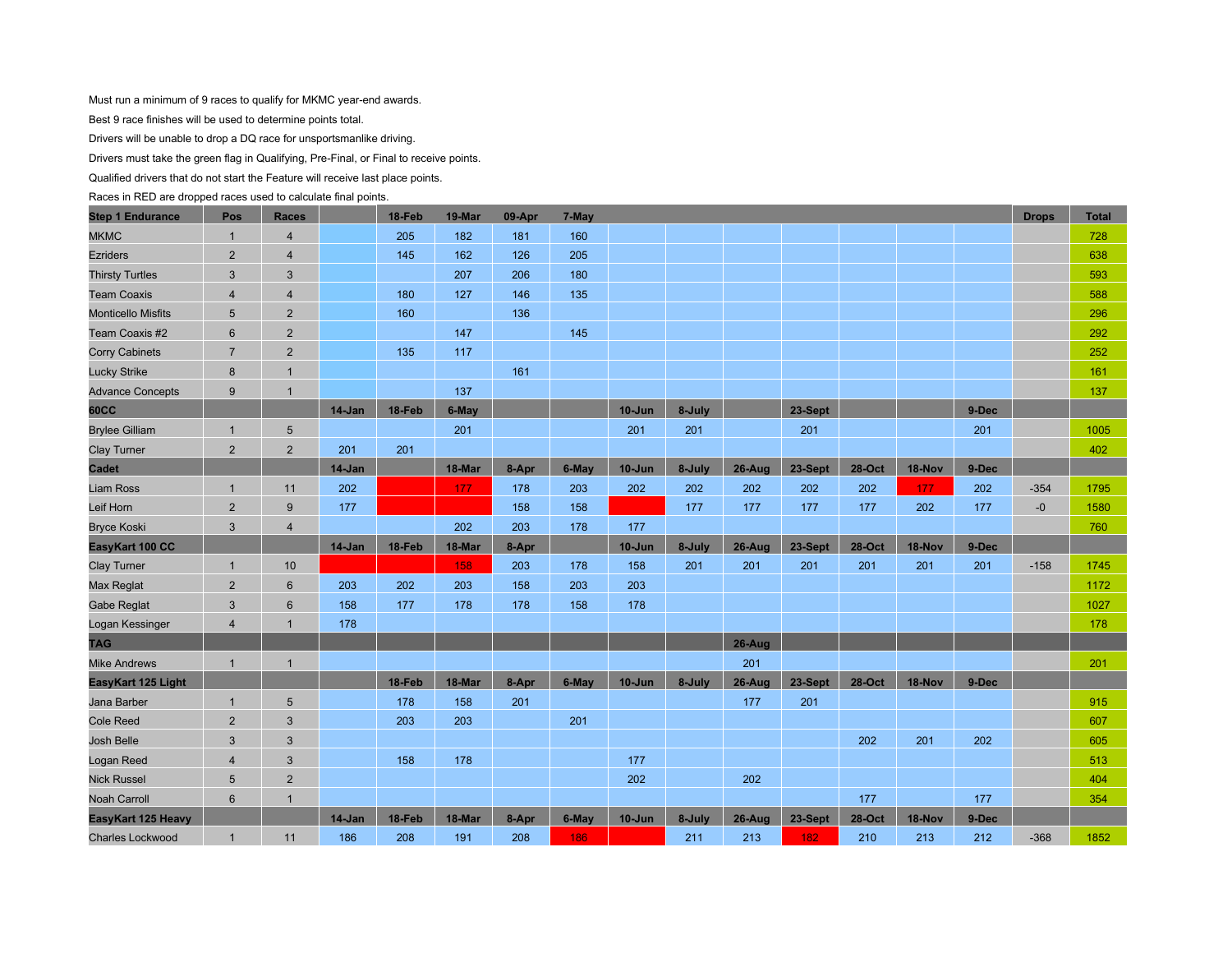Must run a minimum of 9 races to qualify for MKMC year-end awards.

Best 9 race finishes will be used to determine points total.

Drivers will be unable to drop a DQ race for unsportsmanlike driving.

Drivers must take the green flag in Qualifying, Pre-Final, or Final to receive points.

Qualified drivers that do not start the Feature will receive last place points.

Races in RED are dropped races used to calculate final points.

| Step 1 Endurance | Pos | Races | | 18-Feb | 19-Mar | 09-Apr | 7-May | | | | | | | | | Drops | Total |
|---|---|---|---|---|---|---|---|---|---|---|---|---|---|---|---|---|---|
| MKMC | 1 | 4 | | 205 | 182 | 181 | 160 | | | | | | | | | | 728 |
| Ezriders | 2 | 4 | | 145 | 162 | 126 | 205 | | | | | | | | | | 638 |
| Thirsty Turtles | 3 | 3 | | | 207 | 206 | 180 | | | | | | | | | | 593 |
| Team Coaxis | 4 | 4 | | 180 | 127 | 146 | 135 | | | | | | | | | | 588 |
| Monticello Misfits | 5 | 2 | | 160 | | 136 | | | | | | | | | | | 296 |
| Team Coaxis #2 | 6 | 2 | | | 147 | | 145 | | | | | | | | | | 292 |
| Corry Cabinets | 7 | 2 | | 135 | 117 | | | | | | | | | | | | 252 |
| Lucky Strike | 8 | 1 | | | | 161 | | | | | | | | | | | 161 |
| Advance Concepts | 9 | 1 | | | 137 | | | | | | | | | | | | 137 |
| **60CC** | | | 14-Jan | 18-Feb | 6-May | | | 10-Jun | 8-July | | 23-Sept | | | 9-Dec | | | |
| Brylee Gilliam | 1 | 5 | | | 201 | | | 201 | 201 | | 201 | | | 201 | | | 1005 |
| Clay Turner | 2 | 2 | 201 | 201 | | | | | | | | | | | | | 402 |
| **Cadet** | | | 14-Jan | | 18-Mar | 8-Apr | 6-May | 10-Jun | 8-July | 26-Aug | 23-Sept | 28-Oct | 18-Nov | 9-Dec | | | |
| Liam Ross | 1 | 11 | 202 | | 177 | 178 | 203 | 202 | 202 | 202 | 202 | 202 | 177 | 202 | | -354 | 1795 |
| Leif Horn | 2 | 9 | 177 | | | 158 | 158 | | 177 | 177 | 177 | 177 | 202 | 177 | | -0 | 1580 |
| Bryce Koski | 3 | 4 | | | 202 | 203 | 178 | 177 | | | | | | | | | 760 |
| **EasyKart 100 CC** | | | 14-Jan | 18-Feb | 18-Mar | 8-Apr | | 10-Jun | 8-July | 26-Aug | 23-Sept | 28-Oct | 18-Nov | 9-Dec | | | |
| Clay Turner | 1 | 10 | | | 158 | 203 | 178 | 158 | 201 | 201 | 201 | 201 | 201 | 201 | | -158 | 1745 |
| Max Reglat | 2 | 6 | 203 | 202 | 203 | 158 | 203 | 203 | | | | | | | | | 1172 |
| Gabe Reglat | 3 | 6 | 158 | 177 | 178 | 178 | 158 | 178 | | | | | | | | | 1027 |
| Logan Kessinger | 4 | 1 | 178 | | | | | | | | | | | | | | 178 |
| **TAG** | | | | | | | | | | 26-Aug | | | | | | | |
| Mike Andrews | 1 | 1 | | | | | | | | 201 | | | | | | | 201 |
| **EasyKart 125 Light** | | | | 18-Feb | 18-Mar | 8-Apr | 6-May | 10-Jun | 8-July | 26-Aug | 23-Sept | 28-Oct | 18-Nov | 9-Dec | | | |
| Jana Barber | 1 | 5 | | 178 | 158 | 201 | | | | 177 | 201 | | | | | | 915 |
| Cole Reed | 2 | 3 | | 203 | 203 | | 201 | | | | | | | | | | 607 |
| Josh Belle | 3 | 3 | | | | | | | | | | 202 | 201 | 202 | | | 605 |
| Logan Reed | 4 | 3 | | 158 | 178 | | | 177 | | | | | | | | | 513 |
| Nick Russel | 5 | 2 | | | | | | 202 | | 202 | | | | | | | 404 |
| Noah Carroll | 6 | 1 | | | | | | | | | | 177 | | 177 | | | 354 |
| **EasyKart 125 Heavy** | | | 14-Jan | 18-Feb | 18-Mar | 8-Apr | 6-May | 10-Jun | 8-July | 26-Aug | 23-Sept | 28-Oct | 18-Nov | 9-Dec | | | |
| Charles Lockwood | 1 | 11 | 186 | 208 | 191 | 208 | 186 | | 211 | 213 | 182 | 210 | 213 | 212 | | -368 | 1852 |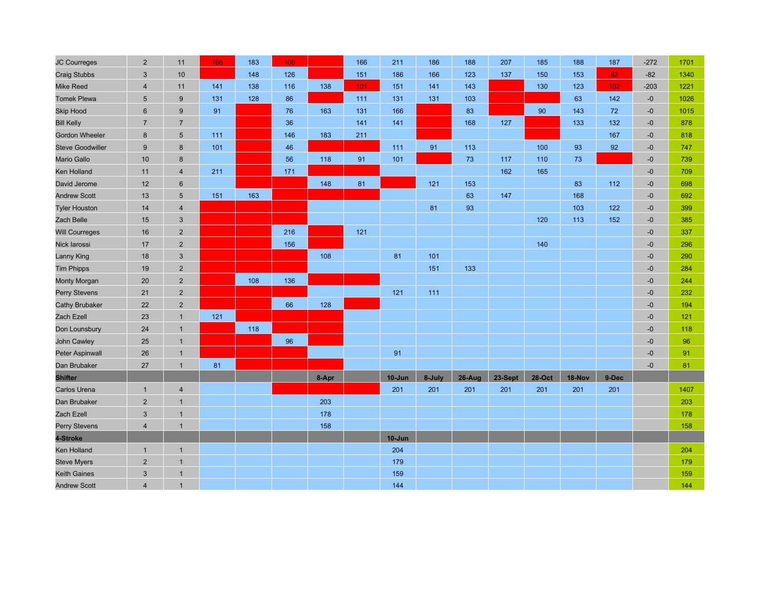| | | | | | | | | | | | | | | | | |
|---|---|---|---|---|---|---|---|---|---|---|---|---|---|---|---|---|
| JC Courreges | 2 | 11 | 166 | 183 | 106 | | 166 | 211 | 186 | 188 | 207 | 185 | 188 | 187 | -272 | 1701 |
| Craig Stubbs | 3 | 10 | | 148 | 126 | | 151 | 186 | 166 | 123 | 137 | 150 | 153 | 82 | -82 | 1340 |
| Mike Reed | 4 | 11 | 141 | 138 | 116 | 138 | 101 | 151 | 141 | 143 | | 130 | 123 | 102 | -203 | 1221 |
| Tomek Plewa | 5 | 9 | 131 | 128 | 86 | | 111 | 131 | 131 | 103 | | | 63 | 142 | -0 | 1026 |
| Skip Hood | 6 | 9 | 91 | | 76 | 163 | 131 | 166 | | 83 | | 90 | 143 | 72 | -0 | 1015 |
| Bill Kelly | 7 | 7 | | | 36 | | 141 | 141 | | 168 | 127 | | 133 | 132 | -0 | 878 |
| Gordon Wheeler | 8 | 5 | 111 | | 146 | 183 | 211 | | | | | | | 167 | -0 | 818 |
| Steve Goodwiller | 9 | 8 | 101 | | 46 | | | 111 | 91 | 113 | | 100 | 93 | 92 | -0 | 747 |
| Mario Gallo | 10 | 8 | | | 56 | 118 | 91 | 101 | | 73 | 117 | 110 | 73 | | -0 | 739 |
| Ken Holland | 11 | 4 | 211 | | 171 | | | | | | 162 | 165 | | | -0 | 709 |
| David Jerome | 12 | 6 | | | | 148 | 81 | | 121 | 153 | | | 83 | 112 | -0 | 698 |
| Andrew Scott | 13 | 5 | 151 | 163 | | | | | | 63 | 147 | | 168 | | -0 | 692 |
| Tyler Houston | 14 | 4 | | | | | | | 81 | 93 | | | 103 | 122 | -0 | 399 |
| Zach Belle | 15 | 3 | | | | | | | | | | 120 | 113 | 152 | -0 | 385 |
| Will Courreges | 16 | 2 | | | 216 | | 121 | | | | | | | | -0 | 337 |
| Nick Iarossi | 17 | 2 | | | 156 | | | | | | | 140 | | | -0 | 296 |
| Lanny King | 18 | 3 | | | | 108 | | 81 | 101 | | | | | | -0 | 290 |
| Tim Phipps | 19 | 2 | | | | | | | 151 | 133 | | | | | -0 | 284 |
| Monty Morgan | 20 | 2 | | 108 | 136 | | | | | | | | | | -0 | 244 |
| Perry Stevens | 21 | 2 | | | | | | 121 | 111 | | | | | | -0 | 232 |
| Cathy Brubaker | 22 | 2 | | | 66 | 128 | | | | | | | | | -0 | 194 |
| Zach Ezell | 23 | 1 | 121 | | | | | | | | | | | | -0 | 121 |
| Don Lounsbury | 24 | 1 | | 118 | | | | | | | | | | | -0 | 118 |
| John Cawley | 25 | 1 | | | 96 | | | | | | | | | | -0 | 96 |
| Peter Aspinwall | 26 | 1 | | | | | | 91 | | | | | | | -0 | 91 |
| Dan Brubaker | 27 | 1 | 81 | | | | | | | | | | | | -0 | 81 |
| **Shifter** | | | | | | **8-Apr** | | **10-Jun** | **8-July** | **26-Aug** | **23-Sept** | **28-Oct** | **18-Nov** | **9-Dec** | | |
| Carlos Urena | 1 | 4 | | | | | | 201 | 201 | 201 | 201 | 201 | 201 | 201 | | 1407 |
| Dan Brubaker | 2 | 1 | | | | 203 | | | | | | | | | | 203 |
| Zach Ezell | 3 | 1 | | | | 178 | | | | | | | | | | 178 |
| Perry Stevens | 4 | 1 | | | | 158 | | | | | | | | | | 158 |
| **4-Stroke** | | | | | | | | **10-Jun** | | | | | | | | |
| Ken Holland | 1 | 1 | | | | | | 204 | | | | | | | | 204 |
| Steve Myers | 2 | 1 | | | | | | 179 | | | | | | | | 179 |
| Keith Gaines | 3 | 1 | | | | | | 159 | | | | | | | | 159 |
| Andrew Scott | 4 | 1 | | | | | | 144 | | | | | | | | 144 |